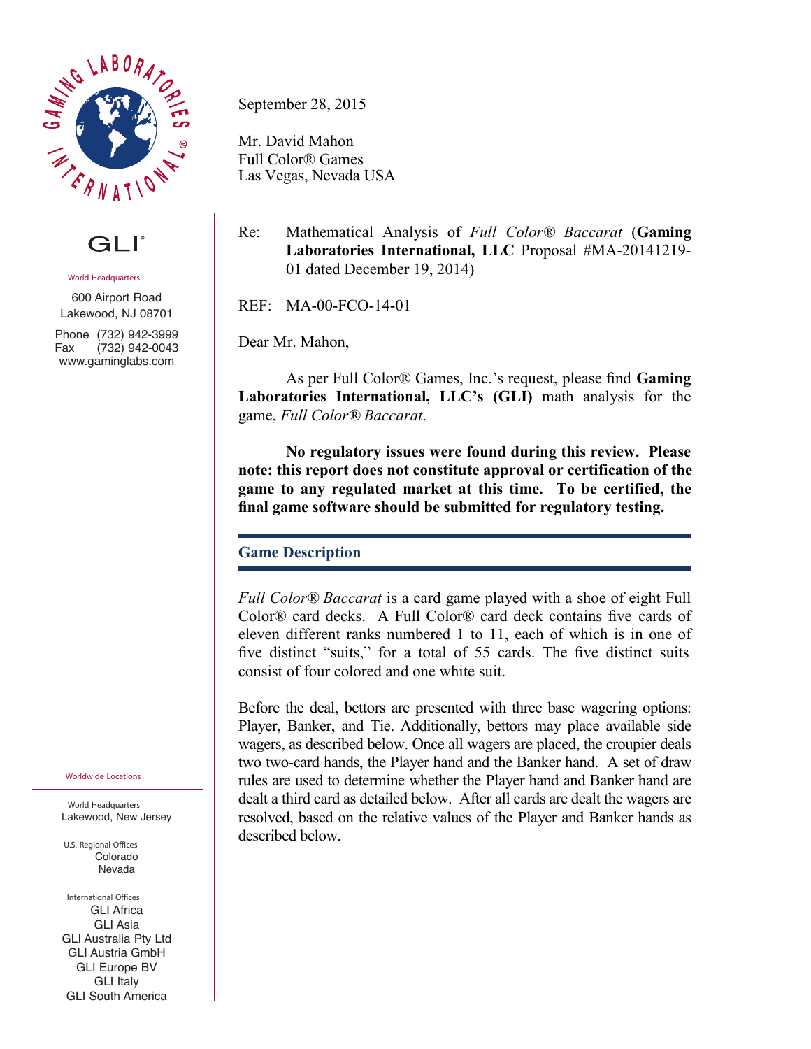GLI®

World Headquarters

600 Airport Road
Lakewood, NJ 08701

Phone (732) 942-3999
Fax (732) 942-0043
www.gaminglabs.com

Worldwide Locations

World Headquarters
Lakewood, New Jersey

U.S. Regional Offices
Colorado
Nevada

International Offices
GLI Africa
GLI Asia
GLI Australia Pty Ltd
GLI Austria GmbH
GLI Europe BV
GLI Italy
GLI South America

September 28, 2015

Mr. David Mahon
Full Color® Games
Las Vegas, Nevada USA

Re: Mathematical Analysis of *Full Color® Baccarat* (**Gaming Laboratories International, LLC** Proposal #MA-20141219-01 dated December 19, 2014)

REF: MA-00-FCO-14-01

Dear Mr. Mahon,

As per Full Color® Games, Inc.'s request, please find **Gaming Laboratories International, LLC's (GLI)** math analysis for the game, *Full Color® Baccarat*.

**No regulatory issues were found during this review. Please note: this report does not constitute approval or certification of the game to any regulated market at this time. To be certified, the final game software should be submitted for regulatory testing.**

## Game Description

*Full Color® Baccarat* is a card game played with a shoe of eight Full Color® card decks. A Full Color® card deck contains five cards of eleven different ranks numbered 1 to 11, each of which is in one of five distinct "suits," for a total of 55 cards. The five distinct suits consist of four colored and one white suit.

Before the deal, bettors are presented with three base wagering options: Player, Banker, and Tie. Additionally, bettors may place available side wagers, as described below. Once all wagers are placed, the croupier deals two two-card hands, the Player hand and the Banker hand. A set of draw rules are used to determine whether the Player hand and Banker hand are dealt a third card as detailed below. After all cards are dealt the wagers are resolved, based on the relative values of the Player and Banker hands as described below.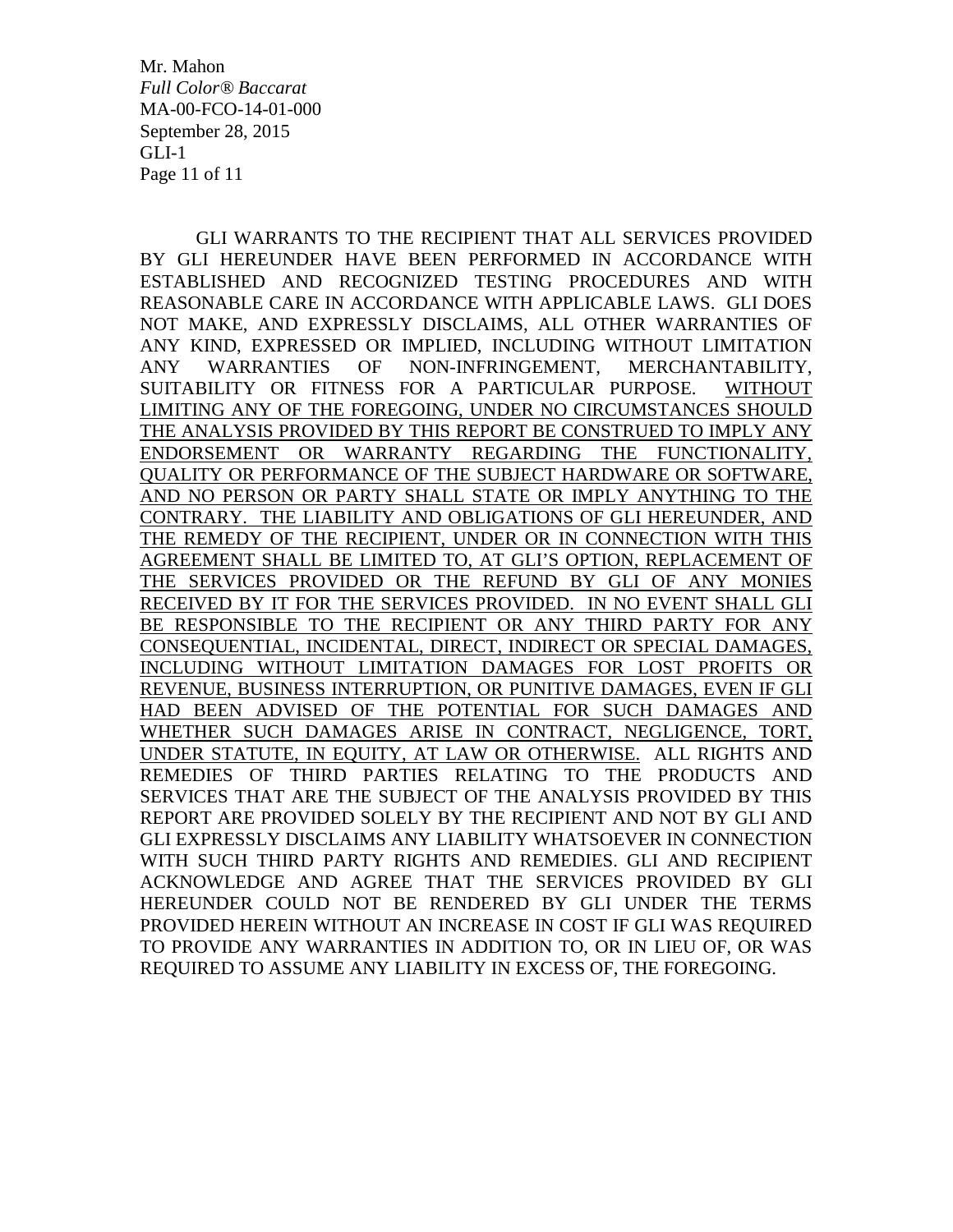GLI WARRANTS TO THE RECIPIENT THAT ALL SERVICES PROVIDED BY GLI HEREUNDER HAVE BEEN PERFORMED IN ACCORDANCE WITH ESTABLISHED AND RECOGNIZED TESTING PROCEDURES AND WITH REASONABLE CARE IN ACCORDANCE WITH APPLICABLE LAWS. GLI DOES NOT MAKE, AND EXPRESSLY DISCLAIMS, ALL OTHER WARRANTIES OF ANY KIND, EXPRESSED OR IMPLIED, INCLUDING WITHOUT LIMITATION ANY WARRANTIES OF NON-INFRINGEMENT, MERCHANTABILITY, SUITABILITY OR FITNESS FOR A PARTICULAR PURPOSE. <u>WITHOUT LIMITING ANY OF THE FOREGOING, UNDER NO CIRCUMSTANCES SHOULD THE ANALYSIS PROVIDED BY THIS REPORT BE CONSTRUED TO IMPLY ANY ENDORSEMENT OR WARRANTY REGARDING THE FUNCTIONALITY, QUALITY OR PERFORMANCE OF THE SUBJECT HARDWARE OR SOFTWARE, AND NO PERSON OR PARTY SHALL STATE OR IMPLY ANYTHING TO THE CONTRARY. THE LIABILITY AND OBLIGATIONS OF GLI HEREUNDER, AND THE REMEDY OF THE RECIPIENT, UNDER OR IN CONNECTION WITH THIS AGREEMENT SHALL BE LIMITED TO, AT GLI'S OPTION, REPLACEMENT OF THE SERVICES PROVIDED OR THE REFUND BY GLI OF ANY MONIES RECEIVED BY IT FOR THE SERVICES PROVIDED. IN NO EVENT SHALL GLI BE RESPONSIBLE TO THE RECIPIENT OR ANY THIRD PARTY FOR ANY CONSEQUENTIAL, INCIDENTAL, DIRECT, INDIRECT OR SPECIAL DAMAGES, INCLUDING WITHOUT LIMITATION DAMAGES FOR LOST PROFITS OR REVENUE, BUSINESS INTERRUPTION, OR PUNITIVE DAMAGES, EVEN IF GLI HAD BEEN ADVISED OF THE POTENTIAL FOR SUCH DAMAGES AND WHETHER SUCH DAMAGES ARISE IN CONTRACT, NEGLIGENCE, TORT, UNDER STATUTE, IN EQUITY, AT LAW OR OTHERWISE.</u> ALL RIGHTS AND REMEDIES OF THIRD PARTIES RELATING TO THE PRODUCTS AND SERVICES THAT ARE THE SUBJECT OF THE ANALYSIS PROVIDED BY THIS REPORT ARE PROVIDED SOLELY BY THE RECIPIENT AND NOT BY GLI AND GLI EXPRESSLY DISCLAIMS ANY LIABILITY WHATSOEVER IN CONNECTION WITH SUCH THIRD PARTY RIGHTS AND REMEDIES. GLI AND RECIPIENT ACKNOWLEDGE AND AGREE THAT THE SERVICES PROVIDED BY GLI HEREUNDER COULD NOT BE RENDERED BY GLI UNDER THE TERMS PROVIDED HEREIN WITHOUT AN INCREASE IN COST IF GLI WAS REQUIRED TO PROVIDE ANY WARRANTIES IN ADDITION TO, OR IN LIEU OF, OR WAS REQUIRED TO ASSUME ANY LIABILITY IN EXCESS OF, THE FOREGOING.